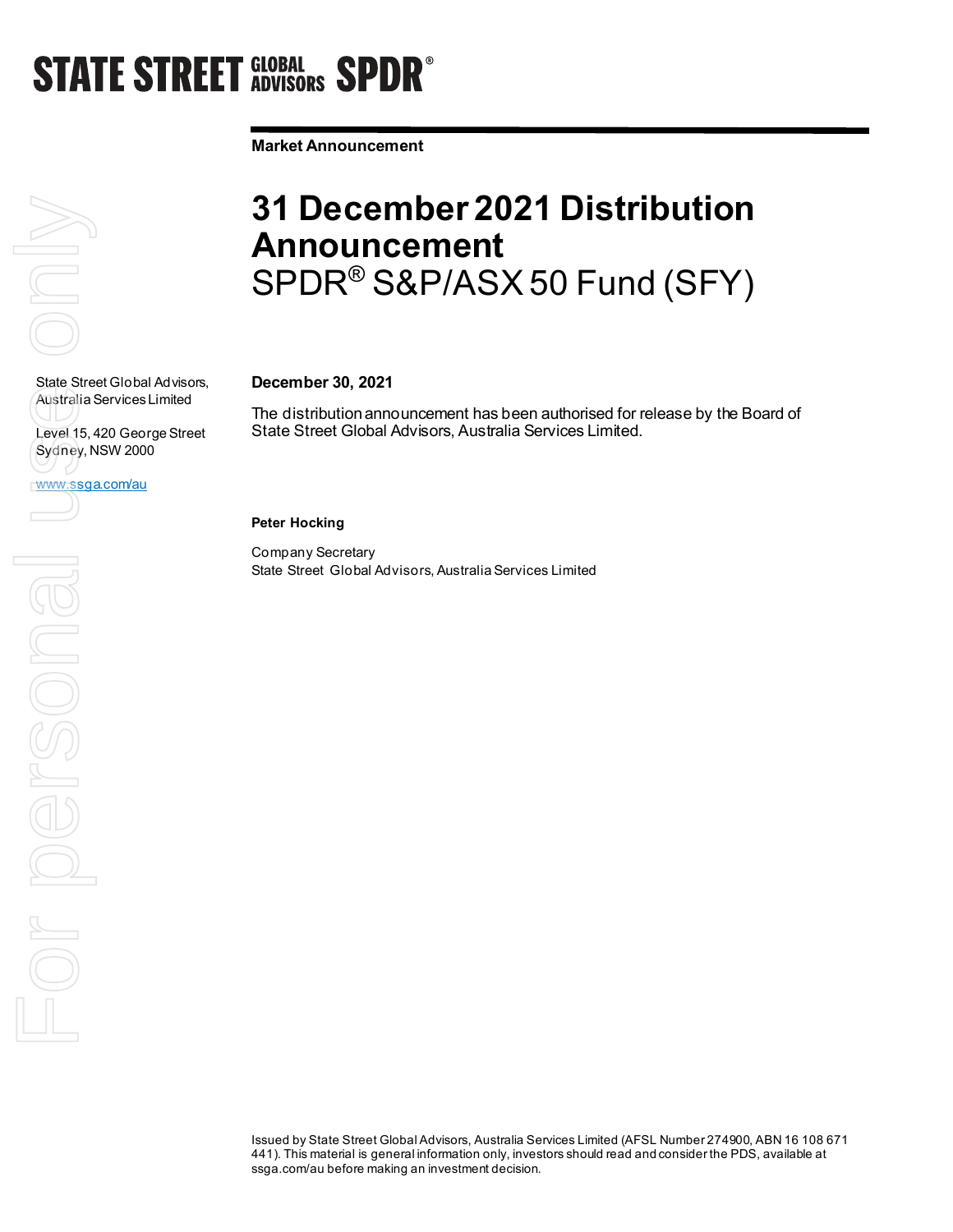STATE STREET GLOBAL ADVISORS SPDR®

**Market Announcement**

# 31 December 2021 Distribution Announcement

## SPDR® S&P/ASX 50 Fund (SFY)

State Street Global Advisors, Australia Services Limited

Level 15, 420 George Street
Sydney, NSW 2000

www.ssga.com/au

**December 30, 2021**

The distribution announcement has been authorised for release by the Board of State Street Global Advisors, Australia Services Limited.

**Peter Hocking**

Company Secretary
State Street Global Advisors, Australia Services Limited

Issued by State Street Global Advisors, Australia Services Limited (AFSL Number 274900, ABN 16 108 671 441). This material is general information only, investors should read and consider the PDS, available at ssga.com/au before making an investment decision.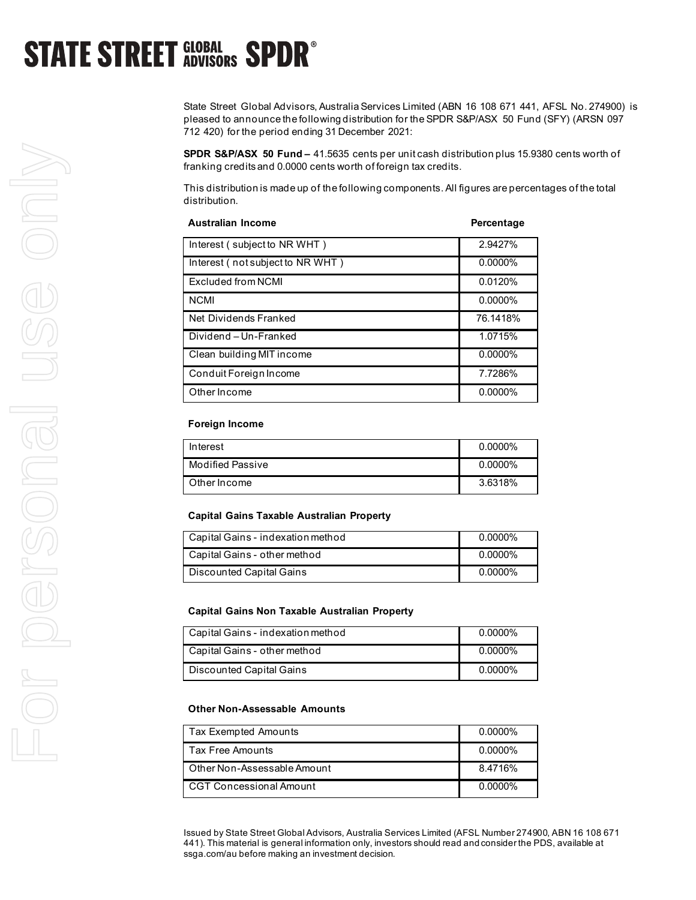State Street Global Advisors, Australia Services Limited (ABN 16 108 671 441, AFSL No. 274900) is pleased to announce the following distribution for the SPDR S&P/ASX 50 Fund (SFY) (ARSN 097 712 420) for the period ending 31 December 2021:

**SPDR S&P/ASX 50 Fund –** 41.5635 cents per unit cash distribution plus 15.9380 cents worth of franking credits and 0.0000 cents worth of foreign tax credits.

This distribution is made up of the following components. All figures are percentages of the total distribution.

| Australian Income | Percentage |
|---|---|
| Interest ( subject to NR WHT ) | 2.9427% |
| Interest ( not subject to NR WHT ) | 0.0000% |
| Excluded from NCMI | 0.0120% |
| NCMI | 0.0000% |
| Net Dividends Franked | 76.1418% |
| Dividend – Un-Franked | 1.0715% |
| Clean building MIT income | 0.0000% |
| Conduit Foreign Income | 7.7286% |
| Other Income | 0.0000% |

**Foreign Income**

| | |
|---|---|
| Interest | 0.0000% |
| Modified Passive | 0.0000% |
| Other Income | 3.6318% |

**Capital Gains Taxable Australian Property**

| | |
|---|---|
| Capital Gains - indexation method | 0.0000% |
| Capital Gains - other method | 0.0000% |
| Discounted Capital Gains | 0.0000% |

**Capital Gains Non Taxable Australian Property**

| | |
|---|---|
| Capital Gains - indexation method | 0.0000% |
| Capital Gains - other method | 0.0000% |
| Discounted Capital Gains | 0.0000% |

**Other Non-Assessable Amounts**

| | |
|---|---|
| Tax Exempted Amounts | 0.0000% |
| Tax Free Amounts | 0.0000% |
| Other Non-Assessable Amount | 8.4716% |
| CGT Concessional Amount | 0.0000% |

Issued by State Street Global Advisors, Australia Services Limited (AFSL Number 274900, ABN 16 108 671 441). This material is general information only, investors should read and consider the PDS, available at ssga.com/au before making an investment decision.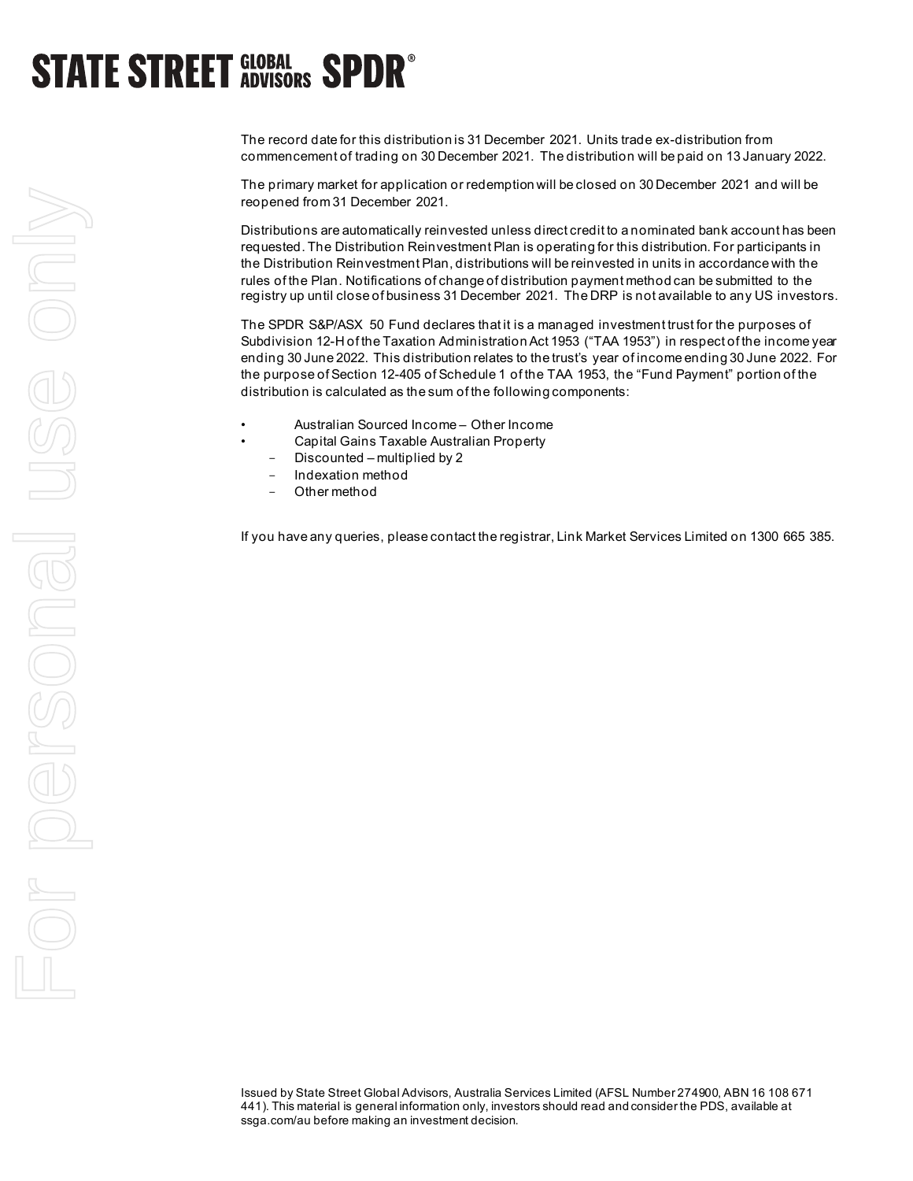The record date for this distribution is 31 December 2021. Units trade ex-distribution from commencement of trading on 30 December 2021. The distribution will be paid on 13 January 2022.

The primary market for application or redemption will be closed on 30 December 2021 and will be reopened from 31 December 2021.

Distributions are automatically reinvested unless direct credit to a nominated bank account has been requested. The Distribution Reinvestment Plan is operating for this distribution. For participants in the Distribution Reinvestment Plan, distributions will be reinvested in units in accordance with the rules of the Plan. Notifications of change of distribution payment method can be submitted to the registry up until close of business 31 December 2021. The DRP is not available to any US investors.

The SPDR S&P/ASX 50 Fund declares that it is a managed investment trust for the purposes of Subdivision 12-H of the Taxation Administration Act 1953 ("TAA 1953") in respect of the income year ending 30 June 2022. This distribution relates to the trust's year of income ending 30 June 2022. For the purpose of Section 12-405 of Schedule 1 of the TAA 1953, the "Fund Payment" portion of the distribution is calculated as the sum of the following components:

- Australian Sourced Income – Other Income
- Capital Gains Taxable Australian Property
  - Discounted – multiplied by 2
  - Indexation method
  - Other method

If you have any queries, please contact the registrar, Link Market Services Limited on 1300 665 385.

Issued by State Street Global Advisors, Australia Services Limited (AFSL Number 274900, ABN 16 108 671 441). This material is general information only, investors should read and consider the PDS, available at ssga.com/au before making an investment decision.